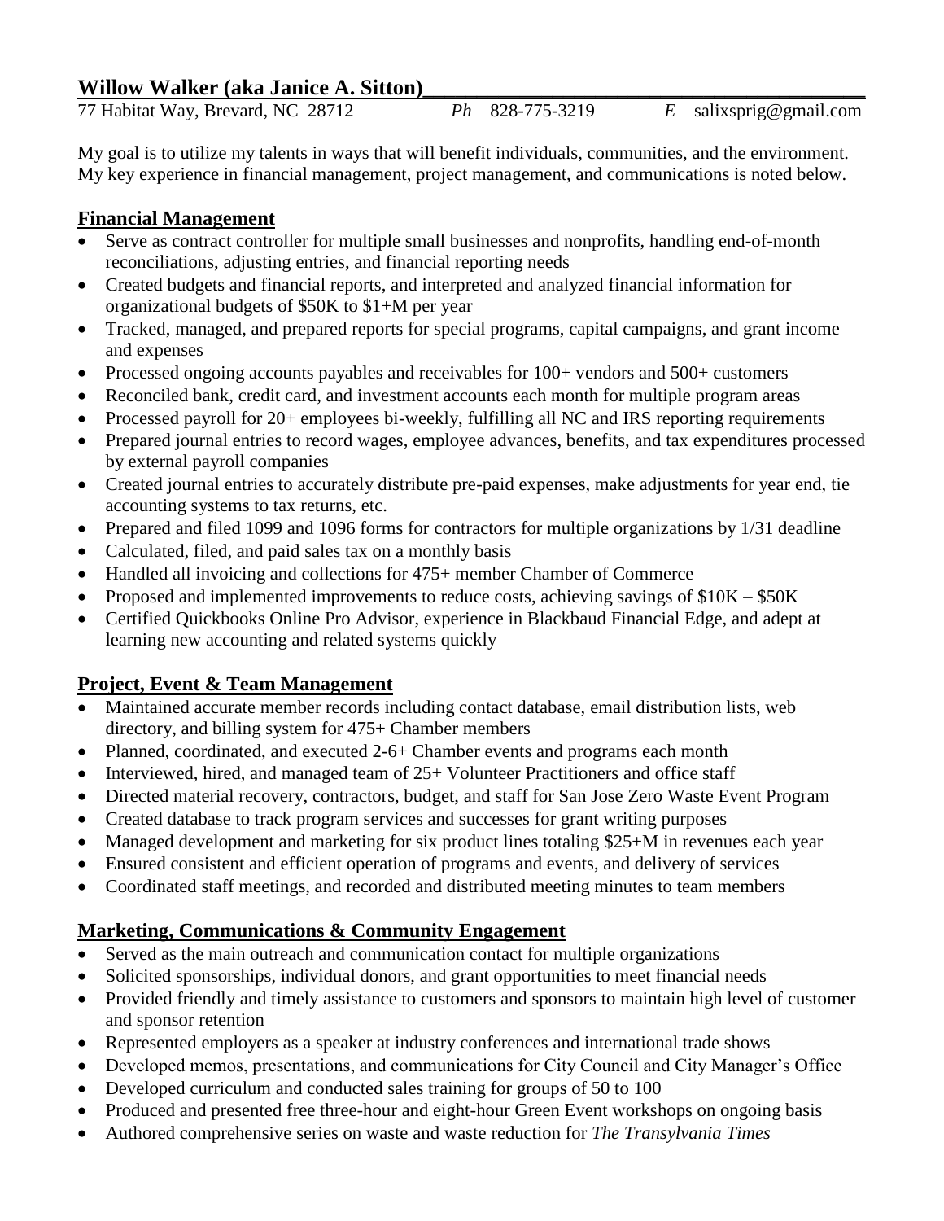# Willow Walker (aka Janice A. Sitton)

77 Habitat Way, Brevard, NC 28712 *Ph* – 828-775-3219 *E* – salixsprig@gmail.com

My goal is to utilize my talents in ways that will benefit individuals, communities, and the environment. My key experience in financial management, project management, and communications is noted below.

## Financial Management

- Serve as contract controller for multiple small businesses and nonprofits, handling end-of-month reconciliations, adjusting entries, and financial reporting needs
- Created budgets and financial reports, and interpreted and analyzed financial information for organizational budgets of $50K to $1+M per year
- Tracked, managed, and prepared reports for special programs, capital campaigns, and grant income and expenses
- Processed ongoing accounts payables and receivables for 100+ vendors and 500+ customers
- Reconciled bank, credit card, and investment accounts each month for multiple program areas
- Processed payroll for 20+ employees bi-weekly, fulfilling all NC and IRS reporting requirements
- Prepared journal entries to record wages, employee advances, benefits, and tax expenditures processed by external payroll companies
- Created journal entries to accurately distribute pre-paid expenses, make adjustments for year end, tie accounting systems to tax returns, etc.
- Prepared and filed 1099 and 1096 forms for contractors for multiple organizations by 1/31 deadline
- Calculated, filed, and paid sales tax on a monthly basis
- Handled all invoicing and collections for 475+ member Chamber of Commerce
- Proposed and implemented improvements to reduce costs, achieving savings of $10K – $50K
- Certified Quickbooks Online Pro Advisor, experience in Blackbaud Financial Edge, and adept at learning new accounting and related systems quickly

## Project, Event & Team Management

- Maintained accurate member records including contact database, email distribution lists, web directory, and billing system for 475+ Chamber members
- Planned, coordinated, and executed 2-6+ Chamber events and programs each month
- Interviewed, hired, and managed team of 25+ Volunteer Practitioners and office staff
- Directed material recovery, contractors, budget, and staff for San Jose Zero Waste Event Program
- Created database to track program services and successes for grant writing purposes
- Managed development and marketing for six product lines totaling $25+M in revenues each year
- Ensured consistent and efficient operation of programs and events, and delivery of services
- Coordinated staff meetings, and recorded and distributed meeting minutes to team members

## Marketing, Communications & Community Engagement

- Served as the main outreach and communication contact for multiple organizations
- Solicited sponsorships, individual donors, and grant opportunities to meet financial needs
- Provided friendly and timely assistance to customers and sponsors to maintain high level of customer and sponsor retention
- Represented employers as a speaker at industry conferences and international trade shows
- Developed memos, presentations, and communications for City Council and City Manager's Office
- Developed curriculum and conducted sales training for groups of 50 to 100
- Produced and presented free three-hour and eight-hour Green Event workshops on ongoing basis
- Authored comprehensive series on waste and waste reduction for *The Transylvania Times*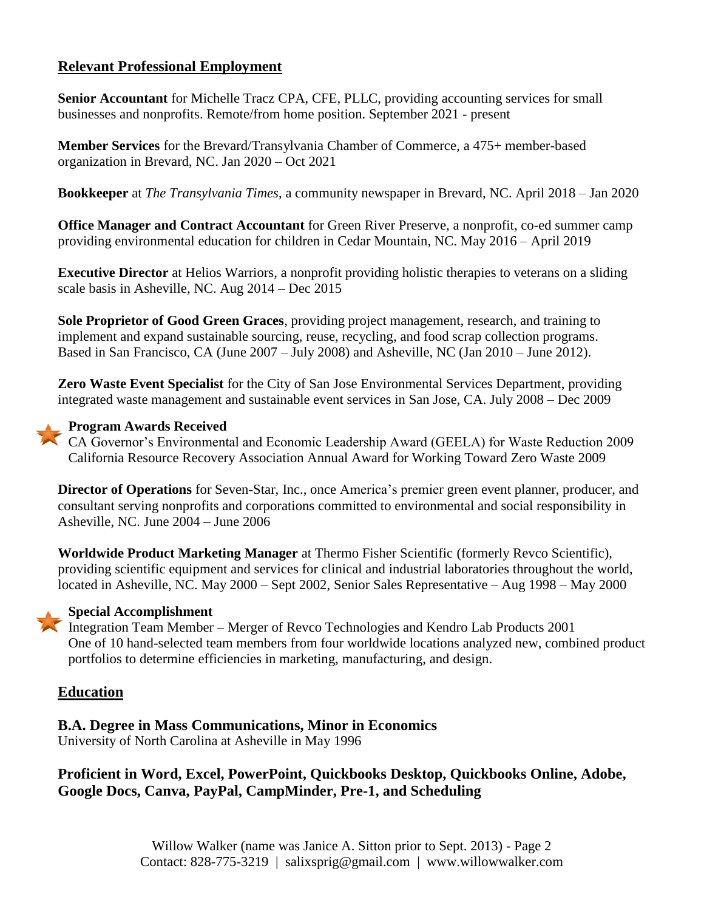## Relevant Professional Employment

**Senior Accountant** for Michelle Tracz CPA, CFE, PLLC, providing accounting services for small businesses and nonprofits. Remote/from home position. September 2021 - present

**Member Services** for the Brevard/Transylvania Chamber of Commerce, a 475+ member-based organization in Brevard, NC. Jan 2020 – Oct 2021

**Bookkeeper** at *The Transylvania Times*, a community newspaper in Brevard, NC. April 2018 – Jan 2020

**Office Manager and Contract Accountant** for Green River Preserve, a nonprofit, co-ed summer camp providing environmental education for children in Cedar Mountain, NC. May 2016 – April 2019

**Executive Director** at Helios Warriors, a nonprofit providing holistic therapies to veterans on a sliding scale basis in Asheville, NC. Aug 2014 – Dec 2015

**Sole Proprietor of Good Green Graces**, providing project management, research, and training to implement and expand sustainable sourcing, reuse, recycling, and food scrap collection programs. Based in San Francisco, CA (June 2007 – July 2008) and Asheville, NC (Jan 2010 – June 2012).

**Zero Waste Event Specialist** for the City of San Jose Environmental Services Department, providing integrated waste management and sustainable event services in San Jose, CA. July 2008 – Dec 2009

**Program Awards Received**
CA Governor's Environmental and Economic Leadership Award (GEELA) for Waste Reduction 2009
California Resource Recovery Association Annual Award for Working Toward Zero Waste 2009

**Director of Operations** for Seven-Star, Inc., once America's premier green event planner, producer, and consultant serving nonprofits and corporations committed to environmental and social responsibility in Asheville, NC. June 2004 – June 2006

**Worldwide Product Marketing Manager** at Thermo Fisher Scientific (formerly Revco Scientific), providing scientific equipment and services for clinical and industrial laboratories throughout the world, located in Asheville, NC. May 2000 – Sept 2002, Senior Sales Representative – Aug 1998 – May 2000

**Special Accomplishment**
Integration Team Member – Merger of Revco Technologies and Kendro Lab Products 2001
One of 10 hand-selected team members from four worldwide locations analyzed new, combined product portfolios to determine efficiencies in marketing, manufacturing, and design.

## Education

**B.A. Degree in Mass Communications, Minor in Economics**
University of North Carolina at Asheville in May 1996

**Proficient in Word, Excel, PowerPoint, Quickbooks Desktop, Quickbooks Online, Adobe, Google Docs, Canva, PayPal, CampMinder, Pre-1, and Scheduling**

Willow Walker (name was Janice A. Sitton prior to Sept. 2013)
Contact: 828-775-3219 | salixsprig@gmail.com | www.willowwalker.com